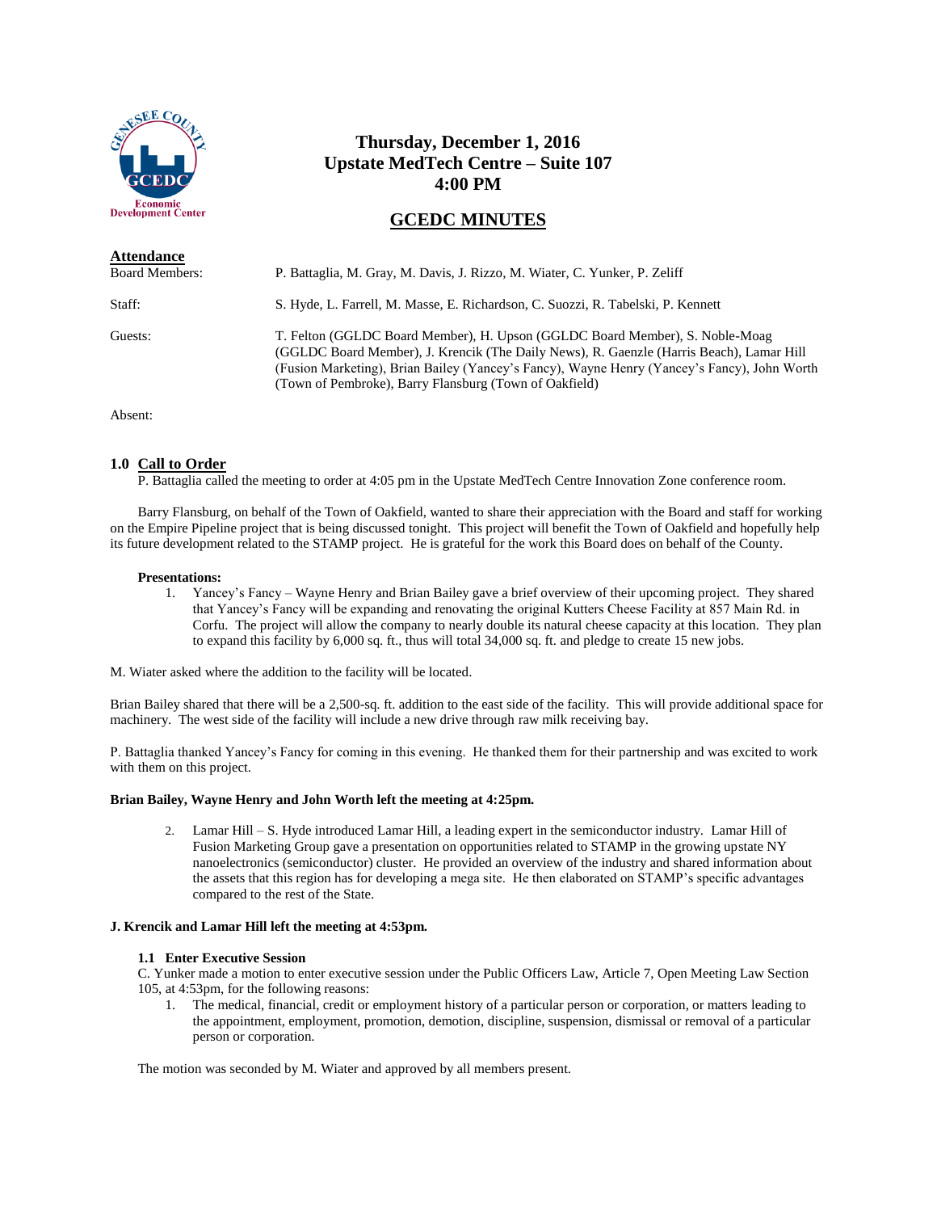# Thursday, December 1, 2016
# Upstate MedTech Centre – Suite 107
# 4:00 PM

## GCEDC MINUTES

**Attendance**

| | |
|---|---|
| Board Members: | P. Battaglia, M. Gray, M. Davis, J. Rizzo, M. Wiater, C. Yunker, P. Zeliff |
| Staff: | S. Hyde, L. Farrell, M. Masse, E. Richardson, C. Suozzi, R. Tabelski, P. Kennett |
| Guests: | T. Felton (GGLDC Board Member), H. Upson (GGLDC Board Member), S. Noble-Moag (GGLDC Board Member), J. Krencik (The Daily News), R. Gaenzle (Harris Beach), Lamar Hill (Fusion Marketing), Brian Bailey (Yancey's Fancy), Wayne Henry (Yancey's Fancy), John Worth (Town of Pembroke), Barry Flansburg (Town of Oakfield) |
| Absent: | |

### 1.0 Call to Order

P. Battaglia called the meeting to order at 4:05 pm in the Upstate MedTech Centre Innovation Zone conference room.

Barry Flansburg, on behalf of the Town of Oakfield, wanted to share their appreciation with the Board and staff for working on the Empire Pipeline project that is being discussed tonight. This project will benefit the Town of Oakfield and hopefully help its future development related to the STAMP project. He is grateful for the work this Board does on behalf of the County.

**Presentations:**

1. Yancey's Fancy – Wayne Henry and Brian Bailey gave a brief overview of their upcoming project. They shared that Yancey's Fancy will be expanding and renovating the original Kutters Cheese Facility at 857 Main Rd. in Corfu. The project will allow the company to nearly double its natural cheese capacity at this location. They plan to expand this facility by 6,000 sq. ft., thus will total 34,000 sq. ft. and pledge to create 15 new jobs.

M. Wiater asked where the addition to the facility will be located.

Brian Bailey shared that there will be a 2,500-sq. ft. addition to the east side of the facility. This will provide additional space for machinery. The west side of the facility will include a new drive through raw milk receiving bay.

P. Battaglia thanked Yancey's Fancy for coming in this evening. He thanked them for their partnership and was excited to work with them on this project.

**Brian Bailey, Wayne Henry and John Worth left the meeting at 4:25pm.**

2. Lamar Hill – S. Hyde introduced Lamar Hill, a leading expert in the semiconductor industry. Lamar Hill of Fusion Marketing Group gave a presentation on opportunities related to STAMP in the growing upstate NY nanoelectronics (semiconductor) cluster. He provided an overview of the industry and shared information about the assets that this region has for developing a mega site. He then elaborated on STAMP's specific advantages compared to the rest of the State.

**J. Krencik and Lamar Hill left the meeting at 4:53pm.**

#### 1.1 Enter Executive Session

C. Yunker made a motion to enter executive session under the Public Officers Law, Article 7, Open Meeting Law Section 105, at 4:53pm, for the following reasons:

1. The medical, financial, credit or employment history of a particular person or corporation, or matters leading to the appointment, employment, promotion, demotion, discipline, suspension, dismissal or removal of a particular person or corporation.

The motion was seconded by M. Wiater and approved by all members present.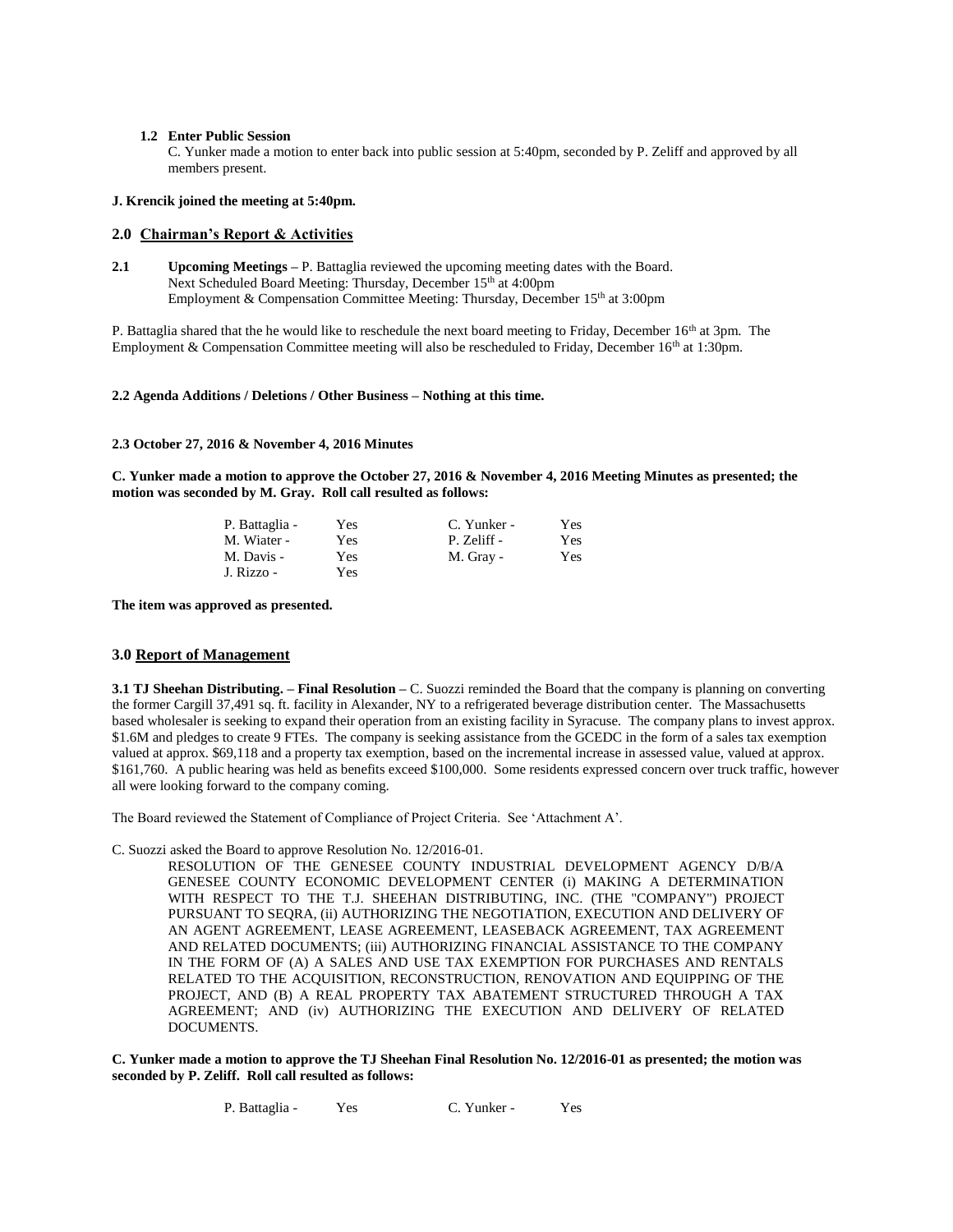**1.2 Enter Public Session**

C. Yunker made a motion to enter back into public session at 5:40pm, seconded by P. Zeliff and approved by all members present.

**J. Krencik joined the meeting at 5:40pm.**

## 2.0 Chairman's Report & Activities

**2.1 Upcoming Meetings –** P. Battaglia reviewed the upcoming meeting dates with the Board.
Next Scheduled Board Meeting: Thursday, December 15th at 4:00pm
Employment & Compensation Committee Meeting: Thursday, December 15th at 3:00pm

P. Battaglia shared that the he would like to reschedule the next board meeting to Friday, December 16th at 3pm. The Employment & Compensation Committee meeting will also be rescheduled to Friday, December 16th at 1:30pm.

**2.2 Agenda Additions / Deletions / Other Business – Nothing at this time.**

**2.3 October 27, 2016 & November 4, 2016 Minutes**

**C. Yunker made a motion to approve the October 27, 2016 & November 4, 2016 Meeting Minutes as presented; the motion was seconded by M. Gray. Roll call resulted as follows:**

| | | | |
|---|---|---|---|
| P. Battaglia - | Yes | C. Yunker - | Yes |
| M. Wiater - | Yes | P. Zeliff - | Yes |
| M. Davis - | Yes | M. Gray - | Yes |
| J. Rizzo - | Yes | | |

**The item was approved as presented.**

## 3.0 Report of Management

**3.1 TJ Sheehan Distributing. – Final Resolution –** C. Suozzi reminded the Board that the company is planning on converting the former Cargill 37,491 sq. ft. facility in Alexander, NY to a refrigerated beverage distribution center. The Massachusetts based wholesaler is seeking to expand their operation from an existing facility in Syracuse. The company plans to invest approx. \$1.6M and pledges to create 9 FTEs. The company is seeking assistance from the GCEDC in the form of a sales tax exemption valued at approx. \$69,118 and a property tax exemption, based on the incremental increase in assessed value, valued at approx. \$161,760. A public hearing was held as benefits exceed \$100,000. Some residents expressed concern over truck traffic, however all were looking forward to the company coming.

The Board reviewed the Statement of Compliance of Project Criteria. See 'Attachment A'.

C. Suozzi asked the Board to approve Resolution No. 12/2016-01.

> RESOLUTION OF THE GENESEE COUNTY INDUSTRIAL DEVELOPMENT AGENCY D/B/A GENESEE COUNTY ECONOMIC DEVELOPMENT CENTER (i) MAKING A DETERMINATION WITH RESPECT TO THE T.J. SHEEHAN DISTRIBUTING, INC. (THE "COMPANY") PROJECT PURSUANT TO SEQRA, (ii) AUTHORIZING THE NEGOTIATION, EXECUTION AND DELIVERY OF AN AGENT AGREEMENT, LEASE AGREEMENT, LEASEBACK AGREEMENT, TAX AGREEMENT AND RELATED DOCUMENTS; (iii) AUTHORIZING FINANCIAL ASSISTANCE TO THE COMPANY IN THE FORM OF (A) A SALES AND USE TAX EXEMPTION FOR PURCHASES AND RENTALS RELATED TO THE ACQUISITION, RECONSTRUCTION, RENOVATION AND EQUIPPING OF THE PROJECT, AND (B) A REAL PROPERTY TAX ABATEMENT STRUCTURED THROUGH A TAX AGREEMENT; AND (iv) AUTHORIZING THE EXECUTION AND DELIVERY OF RELATED DOCUMENTS.

**C. Yunker made a motion to approve the TJ Sheehan Final Resolution No. 12/2016-01 as presented; the motion was seconded by P. Zeliff. Roll call resulted as follows:**

| | | | |
|---|---|---|---|
| P. Battaglia - | Yes | C. Yunker - | Yes |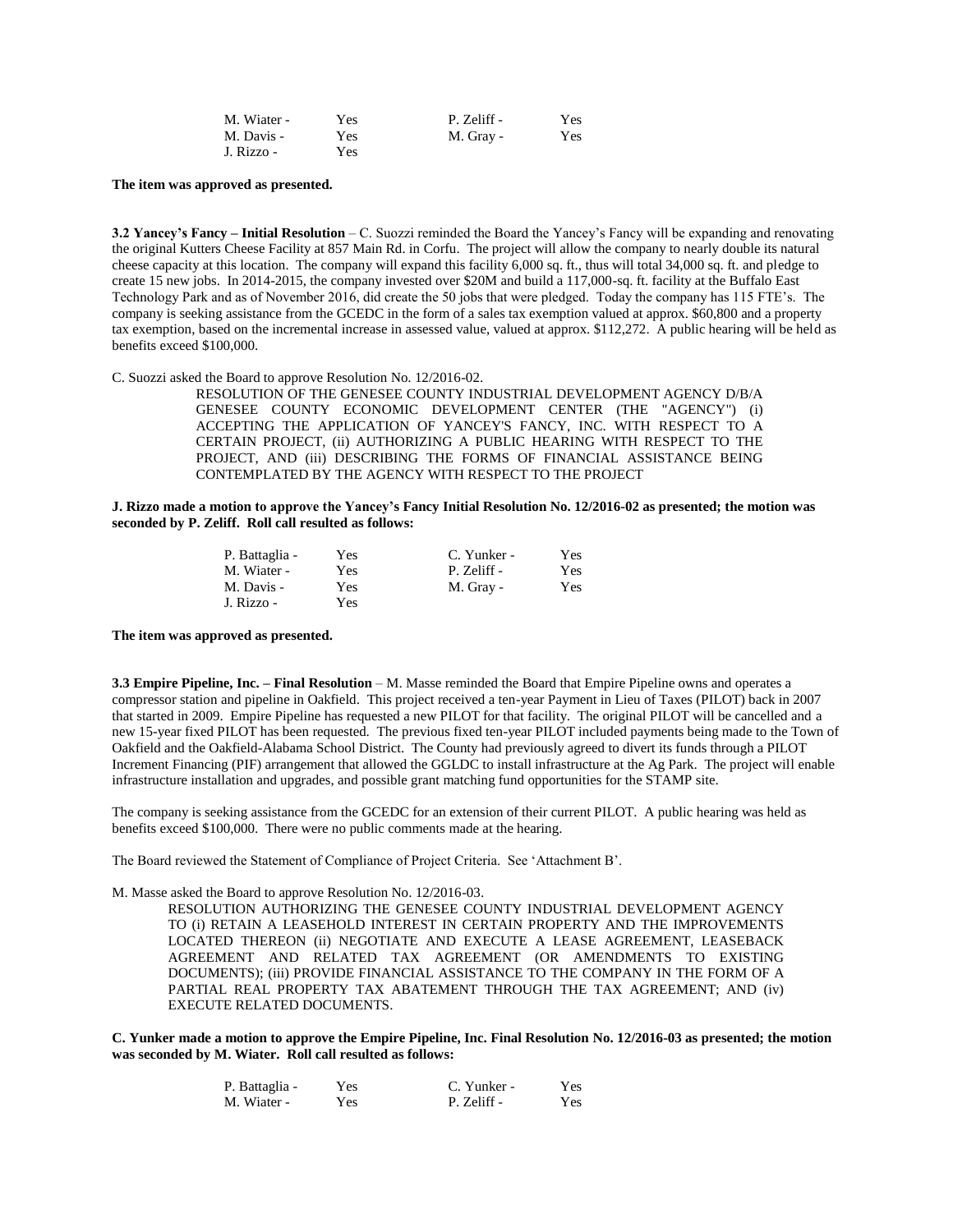| | | | |
|---|---|---|---|
| M. Wiater - | Yes | P. Zeliff - | Yes |
| M. Davis - | Yes | M. Gray - | Yes |
| J. Rizzo - | Yes | | |

**The item was approved as presented.**

**3.2 Yancey's Fancy – Initial Resolution** – C. Suozzi reminded the Board the Yancey's Fancy will be expanding and renovating the original Kutters Cheese Facility at 857 Main Rd. in Corfu. The project will allow the company to nearly double its natural cheese capacity at this location. The company will expand this facility 6,000 sq. ft., thus will total 34,000 sq. ft. and pledge to create 15 new jobs. In 2014-2015, the company invested over $20M and build a 117,000-sq. ft. facility at the Buffalo East Technology Park and as of November 2016, did create the 50 jobs that were pledged. Today the company has 115 FTE's. The company is seeking assistance from the GCEDC in the form of a sales tax exemption valued at approx. $60,800 and a property tax exemption, based on the incremental increase in assessed value, valued at approx. $112,272. A public hearing will be held as benefits exceed $100,000.

C. Suozzi asked the Board to approve Resolution No. 12/2016-02.

> RESOLUTION OF THE GENESEE COUNTY INDUSTRIAL DEVELOPMENT AGENCY D/B/A GENESEE COUNTY ECONOMIC DEVELOPMENT CENTER (THE "AGENCY") (i) ACCEPTING THE APPLICATION OF YANCEY'S FANCY, INC. WITH RESPECT TO A CERTAIN PROJECT, (ii) AUTHORIZING A PUBLIC HEARING WITH RESPECT TO THE PROJECT, AND (iii) DESCRIBING THE FORMS OF FINANCIAL ASSISTANCE BEING CONTEMPLATED BY THE AGENCY WITH RESPECT TO THE PROJECT

**J. Rizzo made a motion to approve the Yancey's Fancy Initial Resolution No. 12/2016-02 as presented; the motion was seconded by P. Zeliff. Roll call resulted as follows:**

| | | | |
|---|---|---|---|
| P. Battaglia - | Yes | C. Yunker - | Yes |
| M. Wiater - | Yes | P. Zeliff - | Yes |
| M. Davis - | Yes | M. Gray - | Yes |
| J. Rizzo - | Yes | | |

**The item was approved as presented.**

**3.3 Empire Pipeline, Inc. – Final Resolution** – M. Masse reminded the Board that Empire Pipeline owns and operates a compressor station and pipeline in Oakfield. This project received a ten-year Payment in Lieu of Taxes (PILOT) back in 2007 that started in 2009. Empire Pipeline has requested a new PILOT for that facility. The original PILOT will be cancelled and a new 15-year fixed PILOT has been requested. The previous fixed ten-year PILOT included payments being made to the Town of Oakfield and the Oakfield-Alabama School District. The County had previously agreed to divert its funds through a PILOT Increment Financing (PIF) arrangement that allowed the GGLDC to install infrastructure at the Ag Park. The project will enable infrastructure installation and upgrades, and possible grant matching fund opportunities for the STAMP site.

The company is seeking assistance from the GCEDC for an extension of their current PILOT. A public hearing was held as benefits exceed $100,000. There were no public comments made at the hearing.

The Board reviewed the Statement of Compliance of Project Criteria. See 'Attachment B'.

M. Masse asked the Board to approve Resolution No. 12/2016-03.

> RESOLUTION AUTHORIZING THE GENESEE COUNTY INDUSTRIAL DEVELOPMENT AGENCY TO (i) RETAIN A LEASEHOLD INTEREST IN CERTAIN PROPERTY AND THE IMPROVEMENTS LOCATED THEREON (ii) NEGOTIATE AND EXECUTE A LEASE AGREEMENT, LEASEBACK AGREEMENT AND RELATED TAX AGREEMENT (OR AMENDMENTS TO EXISTING DOCUMENTS); (iii) PROVIDE FINANCIAL ASSISTANCE TO THE COMPANY IN THE FORM OF A PARTIAL REAL PROPERTY TAX ABATEMENT THROUGH THE TAX AGREEMENT; AND (iv) EXECUTE RELATED DOCUMENTS.

**C. Yunker made a motion to approve the Empire Pipeline, Inc. Final Resolution No. 12/2016-03 as presented; the motion was seconded by M. Wiater. Roll call resulted as follows:**

| | | | |
|---|---|---|---|
| P. Battaglia - | Yes | C. Yunker - | Yes |
| M. Wiater - | Yes | P. Zeliff - | Yes |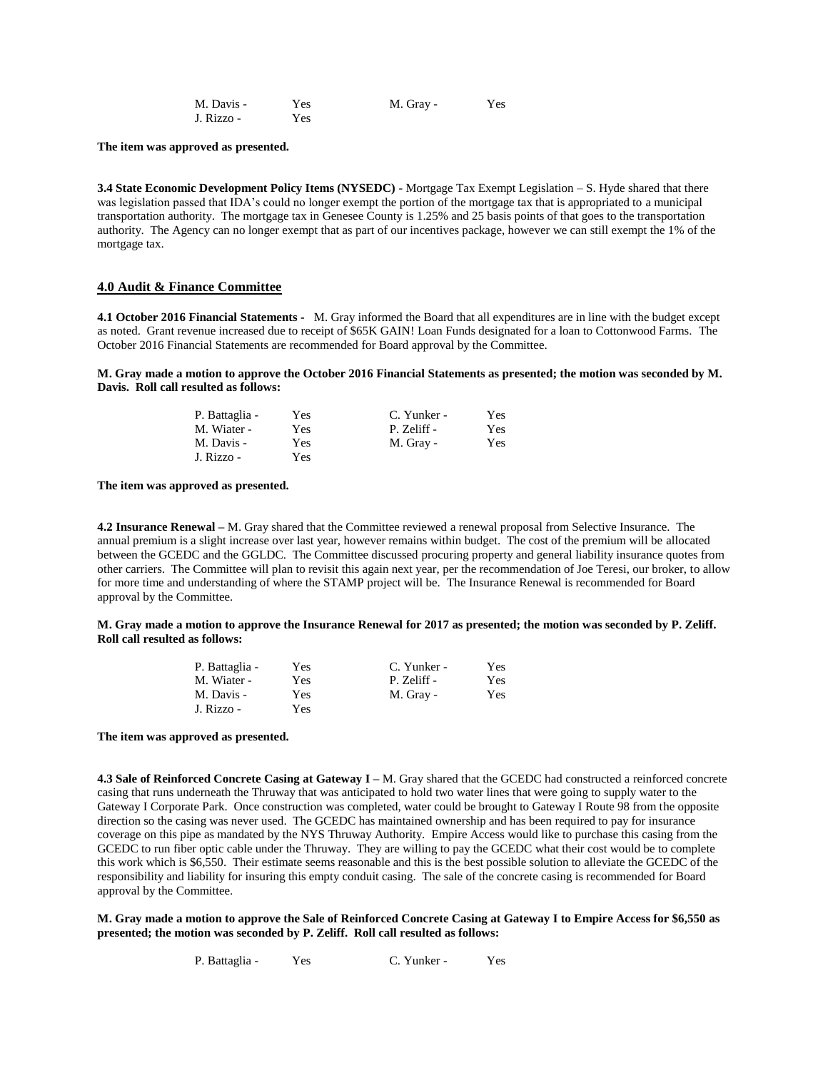| | | | |
|---|---|---|---|
| M. Davis - | Yes | M. Gray - | Yes |
| J. Rizzo - | Yes | | |

**The item was approved as presented.**

**3.4 State Economic Development Policy Items (NYSEDC)** - Mortgage Tax Exempt Legislation – S. Hyde shared that there was legislation passed that IDA's could no longer exempt the portion of the mortgage tax that is appropriated to a municipal transportation authority. The mortgage tax in Genesee County is 1.25% and 25 basis points of that goes to the transportation authority. The Agency can no longer exempt that as part of our incentives package, however we can still exempt the 1% of the mortgage tax.

## 4.0 Audit & Finance Committee

**4.1 October 2016 Financial Statements -** M. Gray informed the Board that all expenditures are in line with the budget except as noted. Grant revenue increased due to receipt of $65K GAIN! Loan Funds designated for a loan to Cottonwood Farms. The October 2016 Financial Statements are recommended for Board approval by the Committee.

**M. Gray made a motion to approve the October 2016 Financial Statements as presented; the motion was seconded by M. Davis. Roll call resulted as follows:**

| | | | |
|---|---|---|---|
| P. Battaglia - | Yes | C. Yunker - | Yes |
| M. Wiater - | Yes | P. Zeliff - | Yes |
| M. Davis - | Yes | M. Gray - | Yes |
| J. Rizzo - | Yes | | |

**The item was approved as presented.**

**4.2 Insurance Renewal –** M. Gray shared that the Committee reviewed a renewal proposal from Selective Insurance. The annual premium is a slight increase over last year, however remains within budget. The cost of the premium will be allocated between the GCEDC and the GGLDC. The Committee discussed procuring property and general liability insurance quotes from other carriers. The Committee will plan to revisit this again next year, per the recommendation of Joe Teresi, our broker, to allow for more time and understanding of where the STAMP project will be. The Insurance Renewal is recommended for Board approval by the Committee.

**M. Gray made a motion to approve the Insurance Renewal for 2017 as presented; the motion was seconded by P. Zeliff. Roll call resulted as follows:**

| | | | |
|---|---|---|---|
| P. Battaglia - | Yes | C. Yunker - | Yes |
| M. Wiater - | Yes | P. Zeliff - | Yes |
| M. Davis - | Yes | M. Gray - | Yes |
| J. Rizzo - | Yes | | |

**The item was approved as presented.**

**4.3 Sale of Reinforced Concrete Casing at Gateway I –** M. Gray shared that the GCEDC had constructed a reinforced concrete casing that runs underneath the Thruway that was anticipated to hold two water lines that were going to supply water to the Gateway I Corporate Park. Once construction was completed, water could be brought to Gateway I Route 98 from the opposite direction so the casing was never used. The GCEDC has maintained ownership and has been required to pay for insurance coverage on this pipe as mandated by the NYS Thruway Authority. Empire Access would like to purchase this casing from the GCEDC to run fiber optic cable under the Thruway. They are willing to pay the GCEDC what their cost would be to complete this work which is $6,550. Their estimate seems reasonable and this is the best possible solution to alleviate the GCEDC of the responsibility and liability for insuring this empty conduit casing. The sale of the concrete casing is recommended for Board approval by the Committee.

**M. Gray made a motion to approve the Sale of Reinforced Concrete Casing at Gateway I to Empire Access for $6,550 as presented; the motion was seconded by P. Zeliff. Roll call resulted as follows:**

| | | | |
|---|---|---|---|
| P. Battaglia - | Yes | C. Yunker - | Yes |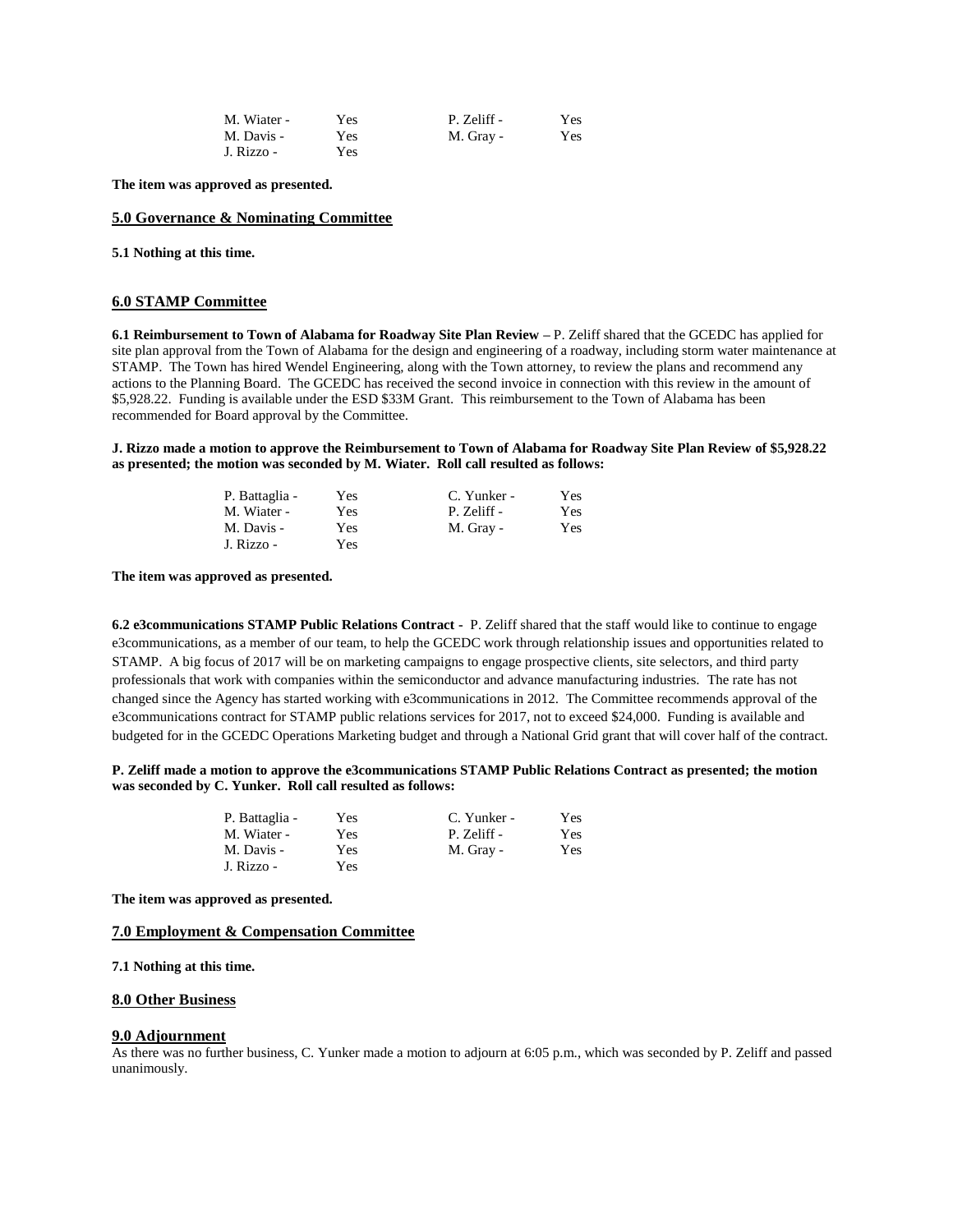| | | | |
|---|---|---|---|
| M. Wiater - | Yes | P. Zeliff - | Yes |
| M. Davis - | Yes | M. Gray - | Yes |
| J. Rizzo - | Yes | | |

**The item was approved as presented.**

## 5.0 Governance & Nominating Committee

**5.1 Nothing at this time.**

## 6.0 STAMP Committee

**6.1 Reimbursement to Town of Alabama for Roadway Site Plan Review –** P. Zeliff shared that the GCEDC has applied for site plan approval from the Town of Alabama for the design and engineering of a roadway, including storm water maintenance at STAMP. The Town has hired Wendel Engineering, along with the Town attorney, to review the plans and recommend any actions to the Planning Board. The GCEDC has received the second invoice in connection with this review in the amount of $5,928.22. Funding is available under the ESD $33M Grant. This reimbursement to the Town of Alabama has been recommended for Board approval by the Committee.

**J. Rizzo made a motion to approve the Reimbursement to Town of Alabama for Roadway Site Plan Review of $5,928.22 as presented; the motion was seconded by M. Wiater. Roll call resulted as follows:**

| | | | |
|---|---|---|---|
| P. Battaglia - | Yes | C. Yunker - | Yes |
| M. Wiater - | Yes | P. Zeliff - | Yes |
| M. Davis - | Yes | M. Gray - | Yes |
| J. Rizzo - | Yes | | |

**The item was approved as presented.**

**6.2 e3communications STAMP Public Relations Contract -** P. Zeliff shared that the staff would like to continue to engage e3communications, as a member of our team, to help the GCEDC work through relationship issues and opportunities related to STAMP. A big focus of 2017 will be on marketing campaigns to engage prospective clients, site selectors, and third party professionals that work with companies within the semiconductor and advance manufacturing industries. The rate has not changed since the Agency has started working with e3communications in 2012. The Committee recommends approval of the e3communications contract for STAMP public relations services for 2017, not to exceed $24,000. Funding is available and budgeted for in the GCEDC Operations Marketing budget and through a National Grid grant that will cover half of the contract.

**P. Zeliff made a motion to approve the e3communications STAMP Public Relations Contract as presented; the motion was seconded by C. Yunker. Roll call resulted as follows:**

| | | | |
|---|---|---|---|
| P. Battaglia - | Yes | C. Yunker - | Yes |
| M. Wiater - | Yes | P. Zeliff - | Yes |
| M. Davis - | Yes | M. Gray - | Yes |
| J. Rizzo - | Yes | | |

**The item was approved as presented.**

## 7.0 Employment & Compensation Committee

**7.1 Nothing at this time.**

## 8.0 Other Business

## 9.0 Adjournment

As there was no further business, C. Yunker made a motion to adjourn at 6:05 p.m., which was seconded by P. Zeliff and passed unanimously.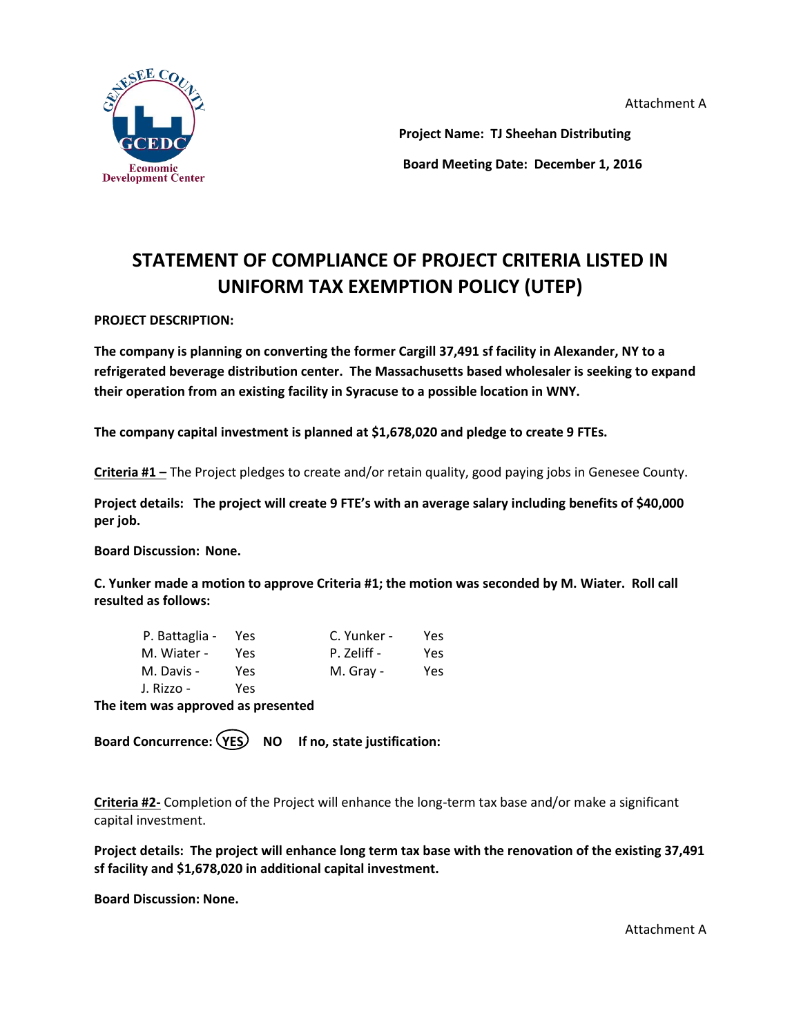Attachment A

**Project Name: TJ Sheehan Distributing**

**Board Meeting Date: December 1, 2016**

# STATEMENT OF COMPLIANCE OF PROJECT CRITERIA LISTED IN UNIFORM TAX EXEMPTION POLICY (UTEP)

**PROJECT DESCRIPTION:**

**The company is planning on converting the former Cargill 37,491 sf facility in Alexander, NY to a refrigerated beverage distribution center. The Massachusetts based wholesaler is seeking to expand their operation from an existing facility in Syracuse to a possible location in WNY.**

**The company capital investment is planned at $1,678,020 and pledge to create 9 FTEs.**

**Criteria #1 –** The Project pledges to create and/or retain quality, good paying jobs in Genesee County.

**Project details: The project will create 9 FTE's with an average salary including benefits of $40,000 per job.**

**Board Discussion: None.**

**C. Yunker made a motion to approve Criteria #1; the motion was seconded by M. Wiater. Roll call resulted as follows:**

| | | | |
|---|---|---|---|
| P. Battaglia - | Yes | C. Yunker - | Yes |
| M. Wiater - | Yes | P. Zeliff - | Yes |
| M. Davis - | Yes | M. Gray - | Yes |
| J. Rizzo - | Yes | | |

**The item was approved as presented**

**Board Concurrence: (YES) NO If no, state justification:**

**Criteria #2-** Completion of the Project will enhance the long-term tax base and/or make a significant capital investment.

**Project details: The project will enhance long term tax base with the renovation of the existing 37,491 sf facility and $1,678,020 in additional capital investment.**

**Board Discussion: None.**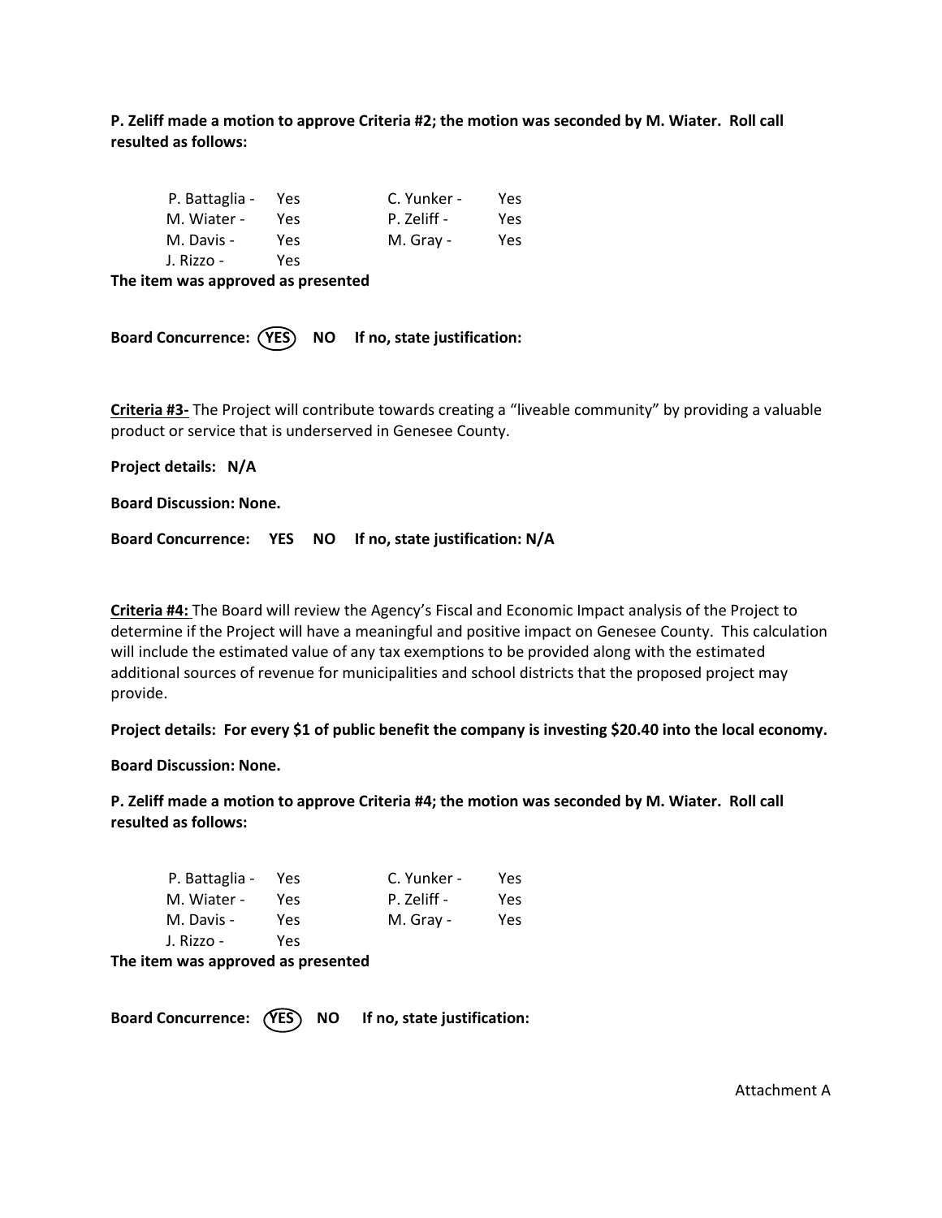**P. Zeliff made a motion to approve Criteria #2; the motion was seconded by M. Wiater. Roll call resulted as follows:**

| | | | |
|---|---|---|---|
| P. Battaglia - | Yes | C. Yunker - | Yes |
| M. Wiater - | Yes | P. Zeliff - | Yes |
| M. Davis - | Yes | M. Gray - | Yes |
| J. Rizzo - | Yes | | |

**The item was approved as presented**

**Board Concurrence: (YES) NO If no, state justification:**

**Criteria #3-** The Project will contribute towards creating a "liveable community" by providing a valuable product or service that is underserved in Genesee County.

**Project details: N/A**

**Board Discussion: None.**

**Board Concurrence: YES NO If no, state justification: N/A**

**Criteria #4:** The Board will review the Agency's Fiscal and Economic Impact analysis of the Project to determine if the Project will have a meaningful and positive impact on Genesee County. This calculation will include the estimated value of any tax exemptions to be provided along with the estimated additional sources of revenue for municipalities and school districts that the proposed project may provide.

**Project details: For every $1 of public benefit the company is investing $20.40 into the local economy.**

**Board Discussion: None.**

**P. Zeliff made a motion to approve Criteria #4; the motion was seconded by M. Wiater. Roll call resulted as follows:**

| | | | |
|---|---|---|---|
| P. Battaglia - | Yes | C. Yunker - | Yes |
| M. Wiater - | Yes | P. Zeliff - | Yes |
| M. Davis - | Yes | M. Gray - | Yes |
| J. Rizzo - | Yes | | |

**The item was approved as presented**

**Board Concurrence: (YES) NO If no, state justification:**

Attachment A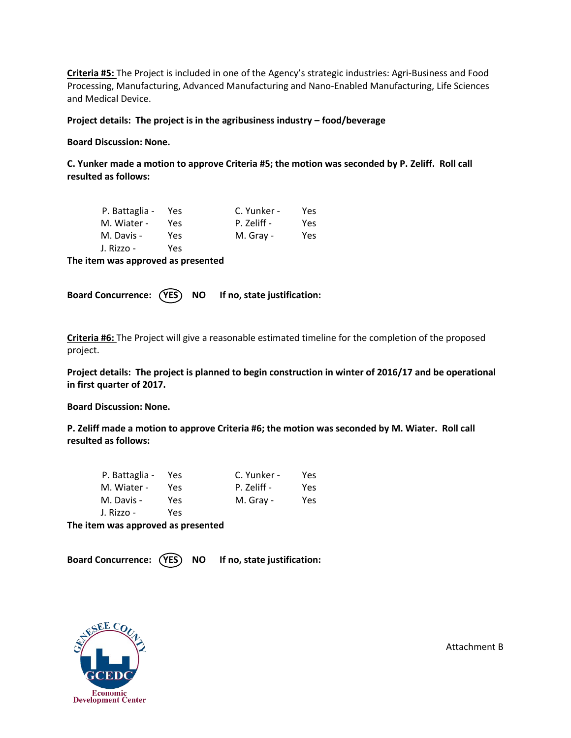**Criteria #5:** The Project is included in one of the Agency's strategic industries: Agri-Business and Food Processing, Manufacturing, Advanced Manufacturing and Nano-Enabled Manufacturing, Life Sciences and Medical Device.

**Project details: The project is in the agribusiness industry – food/beverage**

**Board Discussion: None.**

**C. Yunker made a motion to approve Criteria #5; the motion was seconded by P. Zeliff. Roll call resulted as follows:**

| | | | |
|---|---|---|---|
| P. Battaglia - | Yes | C. Yunker - | Yes |
| M. Wiater - | Yes | P. Zeliff - | Yes |
| M. Davis - | Yes | M. Gray - | Yes |
| J. Rizzo - | Yes | | |

**The item was approved as presented**

**Board Concurrence: (YES) NO If no, state justification:**

**Criteria #6:** The Project will give a reasonable estimated timeline for the completion of the proposed project.

**Project details: The project is planned to begin construction in winter of 2016/17 and be operational in first quarter of 2017.**

**Board Discussion: None.**

**P. Zeliff made a motion to approve Criteria #6; the motion was seconded by M. Wiater. Roll call resulted as follows:**

| | | | |
|---|---|---|---|
| P. Battaglia - | Yes | C. Yunker - | Yes |
| M. Wiater - | Yes | P. Zeliff - | Yes |
| M. Davis - | Yes | M. Gray - | Yes |
| J. Rizzo - | Yes | | |

**The item was approved as presented**

**Board Concurrence: (YES) NO If no, state justification:**

Attachment B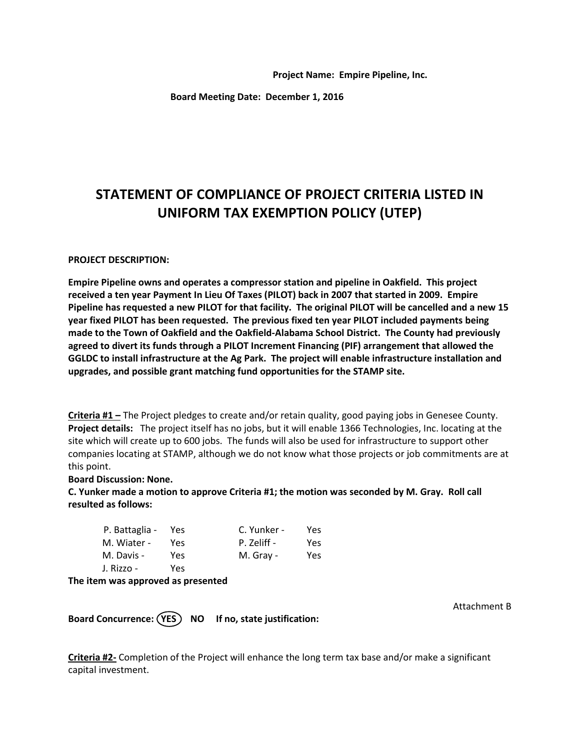**Project Name: Empire Pipeline, Inc.**

**Board Meeting Date: December 1, 2016**

# STATEMENT OF COMPLIANCE OF PROJECT CRITERIA LISTED IN UNIFORM TAX EXEMPTION POLICY (UTEP)

**PROJECT DESCRIPTION:**

**Empire Pipeline owns and operates a compressor station and pipeline in Oakfield. This project received a ten year Payment In Lieu Of Taxes (PILOT) back in 2007 that started in 2009. Empire Pipeline has requested a new PILOT for that facility. The original PILOT will be cancelled and a new 15 year fixed PILOT has been requested. The previous fixed ten year PILOT included payments being made to the Town of Oakfield and the Oakfield-Alabama School District. The County had previously agreed to divert its funds through a PILOT Increment Financing (PIF) arrangement that allowed the GGLDC to install infrastructure at the Ag Park. The project will enable infrastructure installation and upgrades, and possible grant matching fund opportunities for the STAMP site.**

**Criteria #1 –** The Project pledges to create and/or retain quality, good paying jobs in Genesee County.
**Project details:** The project itself has no jobs, but it will enable 1366 Technologies, Inc. locating at the site which will create up to 600 jobs. The funds will also be used for infrastructure to support other companies locating at STAMP, although we do not know what those projects or job commitments are at this point.
**Board Discussion: None.**
**C. Yunker made a motion to approve Criteria #1; the motion was seconded by M. Gray. Roll call resulted as follows:**

| | | | |
|---|---|---|---|
| P. Battaglia - | Yes | C. Yunker - | Yes |
| M. Wiater - | Yes | P. Zeliff - | Yes |
| M. Davis - | Yes | M. Gray - | Yes |
| J. Rizzo - | Yes | | |

**The item was approved as presented**

Attachment B

**Board Concurrence: (YES) NO If no, state justification:**

**Criteria #2-** Completion of the Project will enhance the long term tax base and/or make a significant capital investment.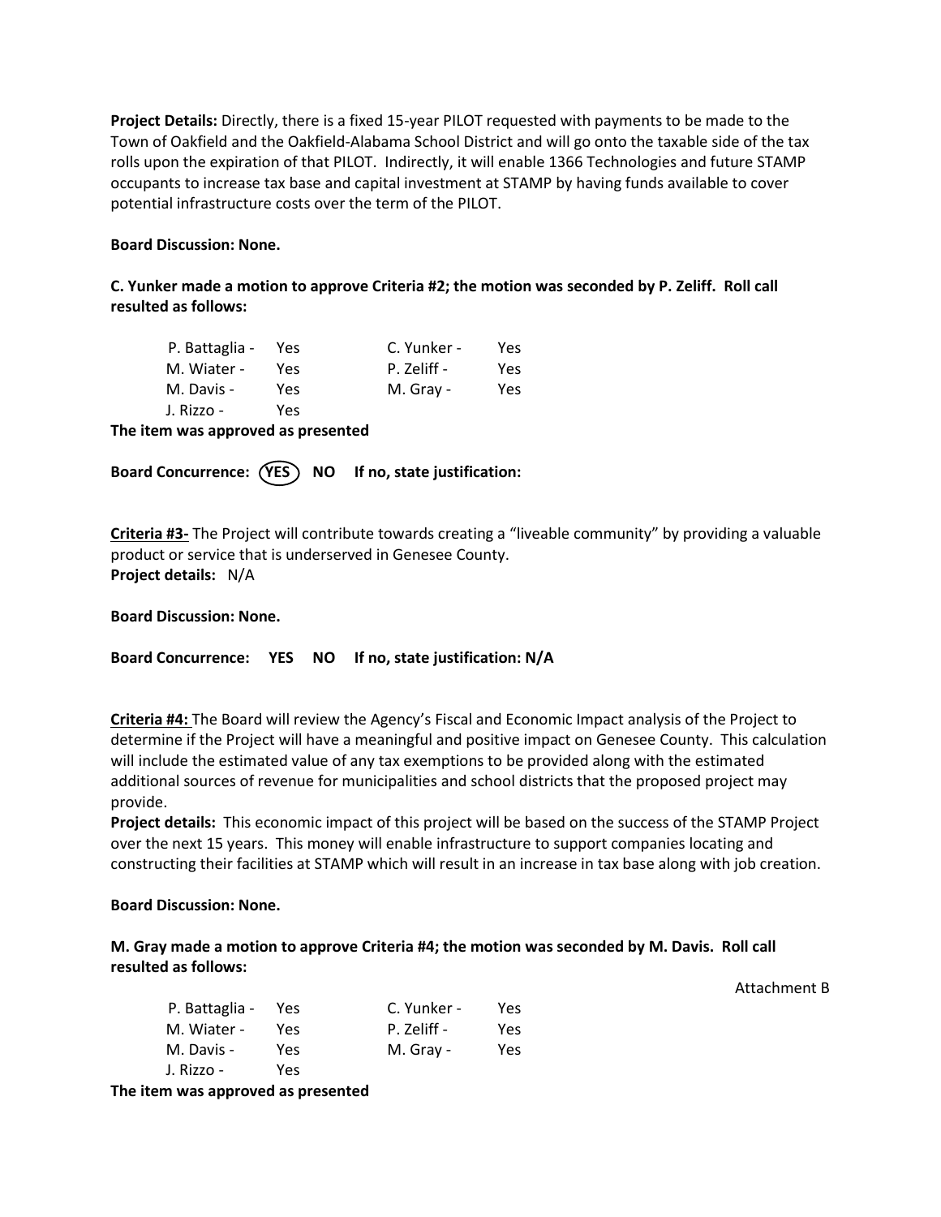**Project Details:** Directly, there is a fixed 15-year PILOT requested with payments to be made to the Town of Oakfield and the Oakfield-Alabama School District and will go onto the taxable side of the tax rolls upon the expiration of that PILOT. Indirectly, it will enable 1366 Technologies and future STAMP occupants to increase tax base and capital investment at STAMP by having funds available to cover potential infrastructure costs over the term of the PILOT.

**Board Discussion: None.**

**C. Yunker made a motion to approve Criteria #2; the motion was seconded by P. Zeliff. Roll call resulted as follows:**

| | | | |
|---|---|---|---|
| P. Battaglia - | Yes | C. Yunker - | Yes |
| M. Wiater - | Yes | P. Zeliff - | Yes |
| M. Davis - | Yes | M. Gray - | Yes |
| J. Rizzo - | Yes | | |

**The item was approved as presented**

**Board Concurrence: (YES) NO If no, state justification:**

**Criteria #3-** The Project will contribute towards creating a "liveable community" by providing a valuable product or service that is underserved in Genesee County.
**Project details:** N/A

**Board Discussion: None.**

**Board Concurrence: YES NO If no, state justification: N/A**

**Criteria #4:** The Board will review the Agency's Fiscal and Economic Impact analysis of the Project to determine if the Project will have a meaningful and positive impact on Genesee County. This calculation will include the estimated value of any tax exemptions to be provided along with the estimated additional sources of revenue for municipalities and school districts that the proposed project may provide.
**Project details:** This economic impact of this project will be based on the success of the STAMP Project over the next 15 years. This money will enable infrastructure to support companies locating and constructing their facilities at STAMP which will result in an increase in tax base along with job creation.

**Board Discussion: None.**

**M. Gray made a motion to approve Criteria #4; the motion was seconded by M. Davis. Roll call resulted as follows:**

Attachment B

| | | | |
|---|---|---|---|
| P. Battaglia - | Yes | C. Yunker - | Yes |
| M. Wiater - | Yes | P. Zeliff - | Yes |
| M. Davis - | Yes | M. Gray - | Yes |
| J. Rizzo - | Yes | | |

**The item was approved as presented**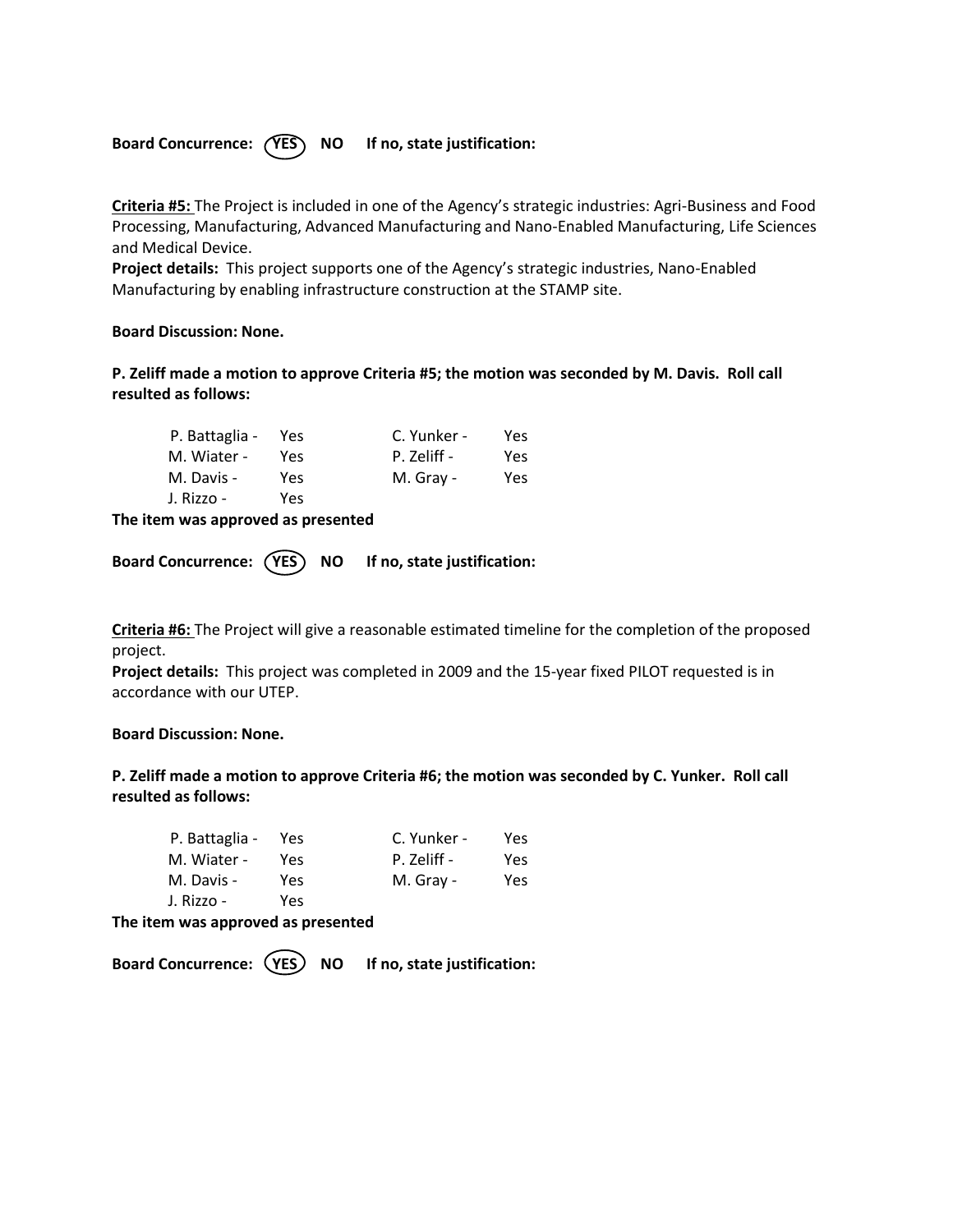**Board Concurrence: (YES) NO If no, state justification:**

**<u>Criteria #5:</u>** The Project is included in one of the Agency's strategic industries: Agri-Business and Food Processing, Manufacturing, Advanced Manufacturing and Nano-Enabled Manufacturing, Life Sciences and Medical Device.
**Project details:** This project supports one of the Agency's strategic industries, Nano-Enabled Manufacturing by enabling infrastructure construction at the STAMP site.

**Board Discussion: None.**

**P. Zeliff made a motion to approve Criteria #5; the motion was seconded by M. Davis. Roll call resulted as follows:**

| | | | |
|---|---|---|---|
| P. Battaglia - | Yes | C. Yunker - | Yes |
| M. Wiater - | Yes | P. Zeliff - | Yes |
| M. Davis - | Yes | M. Gray - | Yes |
| J. Rizzo - | Yes | | |

**The item was approved as presented**

**Board Concurrence: (YES) NO If no, state justification:**

**<u>Criteria #6:</u>** The Project will give a reasonable estimated timeline for the completion of the proposed project.
**Project details:** This project was completed in 2009 and the 15-year fixed PILOT requested is in accordance with our UTEP.

**Board Discussion: None.**

**P. Zeliff made a motion to approve Criteria #6; the motion was seconded by C. Yunker. Roll call resulted as follows:**

| | | | |
|---|---|---|---|
| P. Battaglia - | Yes | C. Yunker - | Yes |
| M. Wiater - | Yes | P. Zeliff - | Yes |
| M. Davis - | Yes | M. Gray - | Yes |
| J. Rizzo - | Yes | | |

**The item was approved as presented**

**Board Concurrence: (YES) NO If no, state justification:**